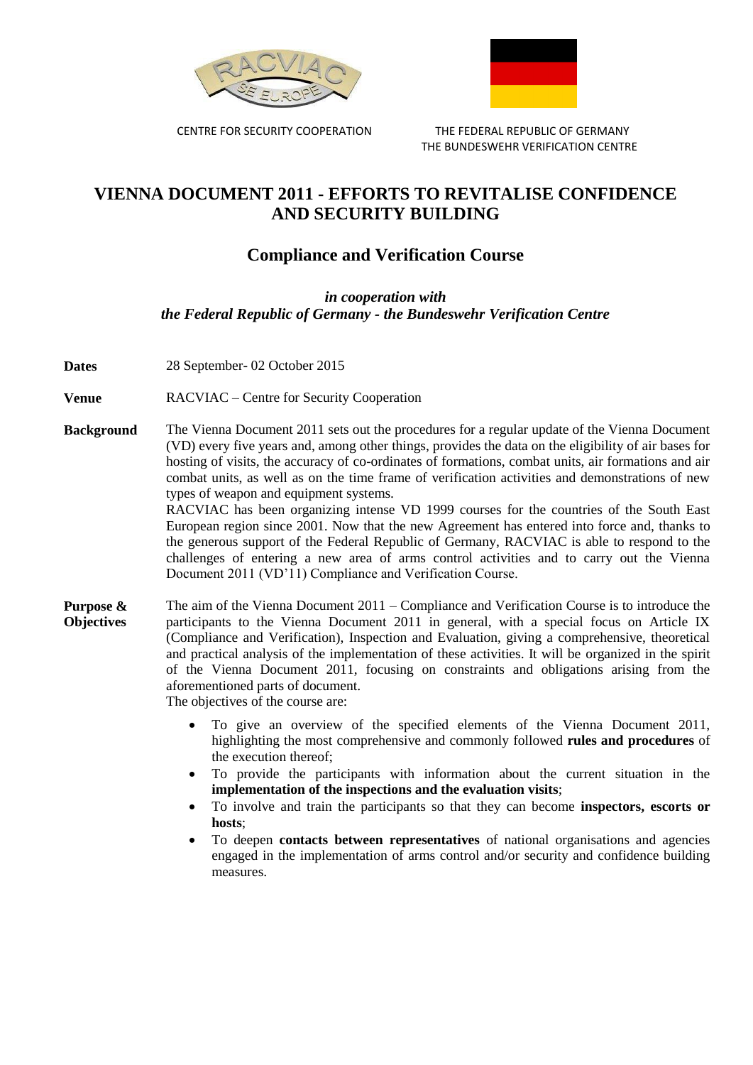CENTRE FOR SECURITY COOPERATION

THE FEDERAL REPUBLIC OF GERMANY
THE BUNDESWEHR VERIFICATION CENTRE

# VIENNA DOCUMENT 2011 - EFFORTS TO REVITALISE CONFIDENCE AND SECURITY BUILDING

## Compliance and Verification Course

***in cooperation with***
***the Federal Republic of Germany - the Bundeswehr Verification Centre***

**Dates** 28 September- 02 October 2015

**Venue** RACVIAC – Centre for Security Cooperation

**Background** The Vienna Document 2011 sets out the procedures for a regular update of the Vienna Document (VD) every five years and, among other things, provides the data on the eligibility of air bases for hosting of visits, the accuracy of co-ordinates of formations, combat units, air formations and air combat units, as well as on the time frame of verification activities and demonstrations of new types of weapon and equipment systems.
RACVIAC has been organizing intense VD 1999 courses for the countries of the South East European region since 2001. Now that the new Agreement has entered into force and, thanks to the generous support of the Federal Republic of Germany, RACVIAC is able to respond to the challenges of entering a new area of arms control activities and to carry out the Vienna Document 2011 (VD'11) Compliance and Verification Course.

**Purpose & Objectives** The aim of the Vienna Document 2011 – Compliance and Verification Course is to introduce the participants to the Vienna Document 2011 in general, with a special focus on Article IX (Compliance and Verification), Inspection and Evaluation, giving a comprehensive, theoretical and practical analysis of the implementation of these activities. It will be organized in the spirit of the Vienna Document 2011, focusing on constraints and obligations arising from the aforementioned parts of document.
The objectives of the course are:

- To give an overview of the specified elements of the Vienna Document 2011, highlighting the most comprehensive and commonly followed **rules and procedures** of the execution thereof;
- To provide the participants with information about the current situation in the **implementation of the inspections and the evaluation visits**;
- To involve and train the participants so that they can become **inspectors, escorts or hosts**;
- To deepen **contacts between representatives** of national organisations and agencies engaged in the implementation of arms control and/or security and confidence building measures.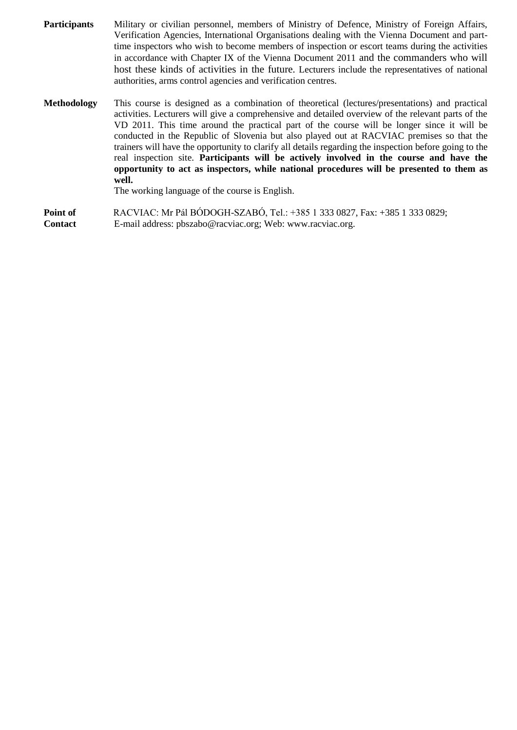**Participants** Military or civilian personnel, members of Ministry of Defence, Ministry of Foreign Affairs, Verification Agencies, International Organisations dealing with the Vienna Document and part-time inspectors who wish to become members of inspection or escort teams during the activities in accordance with Chapter IX of the Vienna Document 2011 and the commanders who will host these kinds of activities in the future. Lecturers include the representatives of national authorities, arms control agencies and verification centres.

**Methodology** This course is designed as a combination of theoretical (lectures/presentations) and practical activities. Lecturers will give a comprehensive and detailed overview of the relevant parts of the VD 2011. This time around the practical part of the course will be longer since it will be conducted in the Republic of Slovenia but also played out at RACVIAC premises so that the trainers will have the opportunity to clarify all details regarding the inspection before going to the real inspection site. **Participants will be actively involved in the course and have the opportunity to act as inspectors, while national procedures will be presented to them as well.**

The working language of the course is English.

**Point of Contact** RACVIAC: Mr Pál BÓDOGH-SZABÓ, Tel.: +385 1 333 0827, Fax: +385 1 333 0829; E-mail address: pbszabo@racviac.org; Web: www.racviac.org.